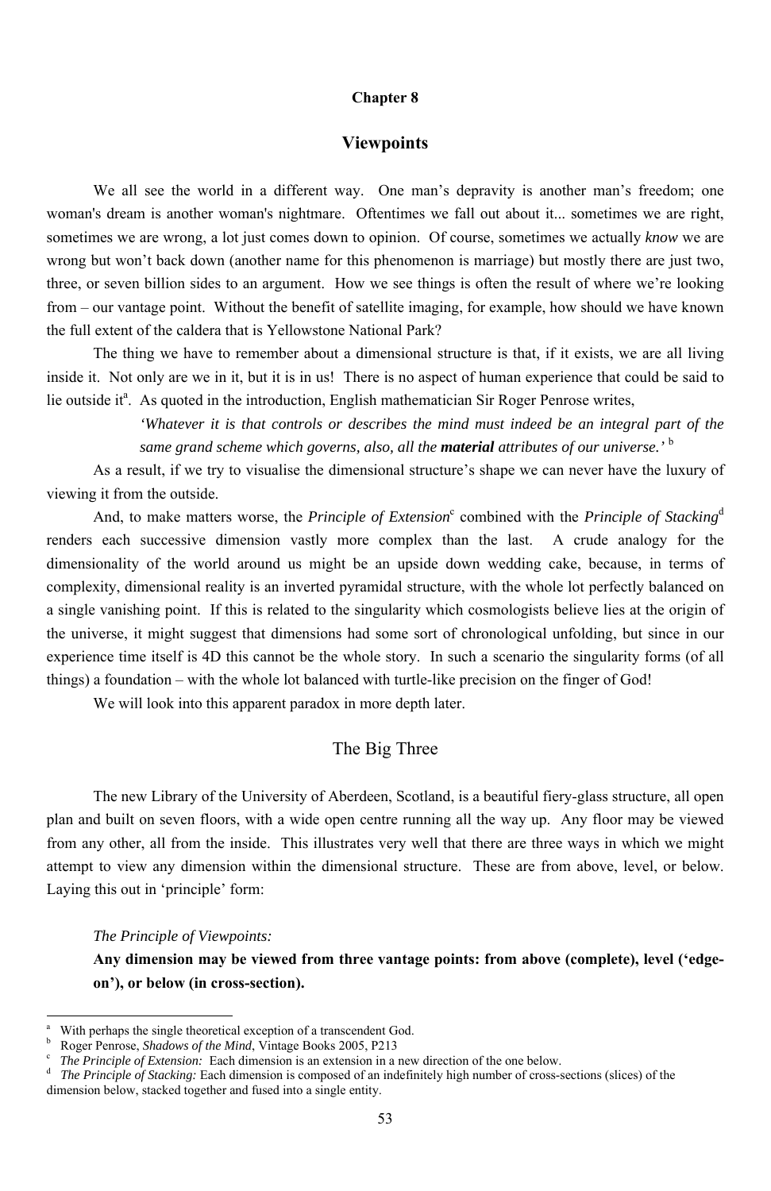## Chapter 8

# Viewpoints

We all see the world in a different way. One man's depravity is another man's freedom; one woman's dream is another woman's nightmare. Oftentimes we fall out about it... sometimes we are right, sometimes we are wrong, a lot just comes down to opinion. Of course, sometimes we actually *know* we are wrong but won't back down (another name for this phenomenon is marriage) but mostly there are just two, three, or seven billion sides to an argument. How we see things is often the result of where we're looking from – our vantage point. Without the benefit of satellite imaging, for example, how should we have known the full extent of the caldera that is Yellowstone National Park?

The thing we have to remember about a dimensional structure is that, if it exists, we are all living inside it. Not only are we in it, but it is in us! There is no aspect of human experience that could be said to lie outside it[a]. As quoted in the introduction, English mathematician Sir Roger Penrose writes,

> *'Whatever it is that controls or describes the mind must indeed be an integral part of the same grand scheme which governs, also, all the **material** attributes of our universe.'* [b]

As a result, if we try to visualise the dimensional structure's shape we can never have the luxury of viewing it from the outside.

And, to make matters worse, the *Principle of Extension*[c] combined with the *Principle of Stacking*[d] renders each successive dimension vastly more complex than the last. A crude analogy for the dimensionality of the world around us might be an upside down wedding cake, because, in terms of complexity, dimensional reality is an inverted pyramidal structure, with the whole lot perfectly balanced on a single vanishing point. If this is related to the singularity which cosmologists believe lies at the origin of the universe, it might suggest that dimensions had some sort of chronological unfolding, but since in our experience time itself is 4D this cannot be the whole story. In such a scenario the singularity forms (of all things) a foundation – with the whole lot balanced with turtle-like precision on the finger of God!

We will look into this apparent paradox in more depth later.

## The Big Three

The new Library of the University of Aberdeen, Scotland, is a beautiful fiery-glass structure, all open plan and built on seven floors, with a wide open centre running all the way up. Any floor may be viewed from any other, all from the inside. This illustrates very well that there are three ways in which we might attempt to view any dimension within the dimensional structure. These are from above, level, or below. Laying this out in 'principle' form:

*The Principle of Viewpoints:*

**Any dimension may be viewed from three vantage points: from above (complete), level ('edge-on'), or below (in cross-section).**

---

[a] With perhaps the single theoretical exception of a transcendent God.

[b] Roger Penrose, *Shadows of the Mind*, Vintage Books 2005, P213

[c] *The Principle of Extension:* Each dimension is an extension in a new direction of the one below.

[d] *The Principle of Stacking:* Each dimension is composed of an indefinitely high number of cross-sections (slices) of the dimension below, stacked together and fused into a single entity.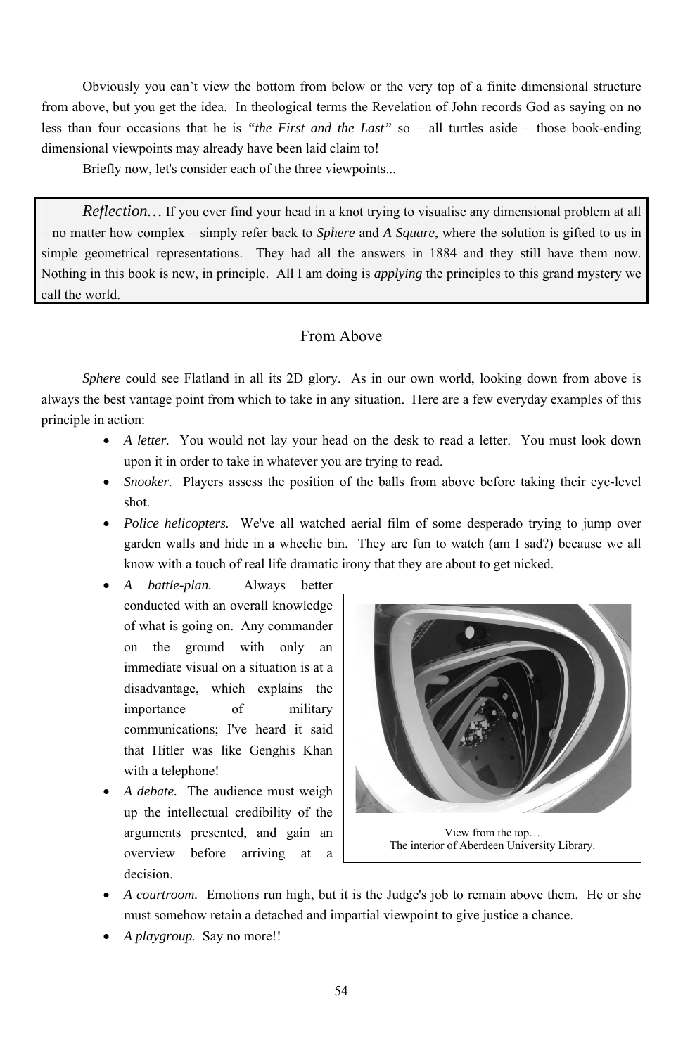Obviously you can't view the bottom from below or the very top of a finite dimensional structure from above, but you get the idea. In theological terms the Revelation of John records God as saying on no less than four occasions that he is *"the First and the Last"* so – all turtles aside – those book-ending dimensional viewpoints may already have been laid claim to!

Briefly now, let's consider each of the three viewpoints...

> *Reflection…* If you ever find your head in a knot trying to visualise any dimensional problem at all – no matter how complex – simply refer back to *Sphere* and *A Square*, where the solution is gifted to us in simple geometrical representations. They had all the answers in 1884 and they still have them now. Nothing in this book is new, in principle. All I am doing is *applying* the principles to this grand mystery we call the world.

## From Above

*Sphere* could see Flatland in all its 2D glory. As in our own world, looking down from above is always the best vantage point from which to take in any situation. Here are a few everyday examples of this principle in action:

- *A letter.* You would not lay your head on the desk to read a letter. You must look down upon it in order to take in whatever you are trying to read.
- *Snooker.* Players assess the position of the balls from above before taking their eye-level shot.
- *Police helicopters.* We've all watched aerial film of some desperado trying to jump over garden walls and hide in a wheelie bin. They are fun to watch (am I sad?) because we all know with a touch of real life dramatic irony that they are about to get nicked.
- *A battle-plan.* Always better conducted with an overall knowledge of what is going on. Any commander on the ground with only an immediate visual on a situation is at a disadvantage, which explains the importance of military communications; I've heard it said that Hitler was like Genghis Khan with a telephone!
- *A debate.* The audience must weigh up the intellectual credibility of the arguments presented, and gain an overview before arriving at a decision.
- *A courtroom.* Emotions run high, but it is the Judge's job to remain above them. He or she must somehow retain a detached and impartial viewpoint to give justice a chance.
- *A playgroup.* Say no more!!

View from the top…
The interior of Aberdeen University Library.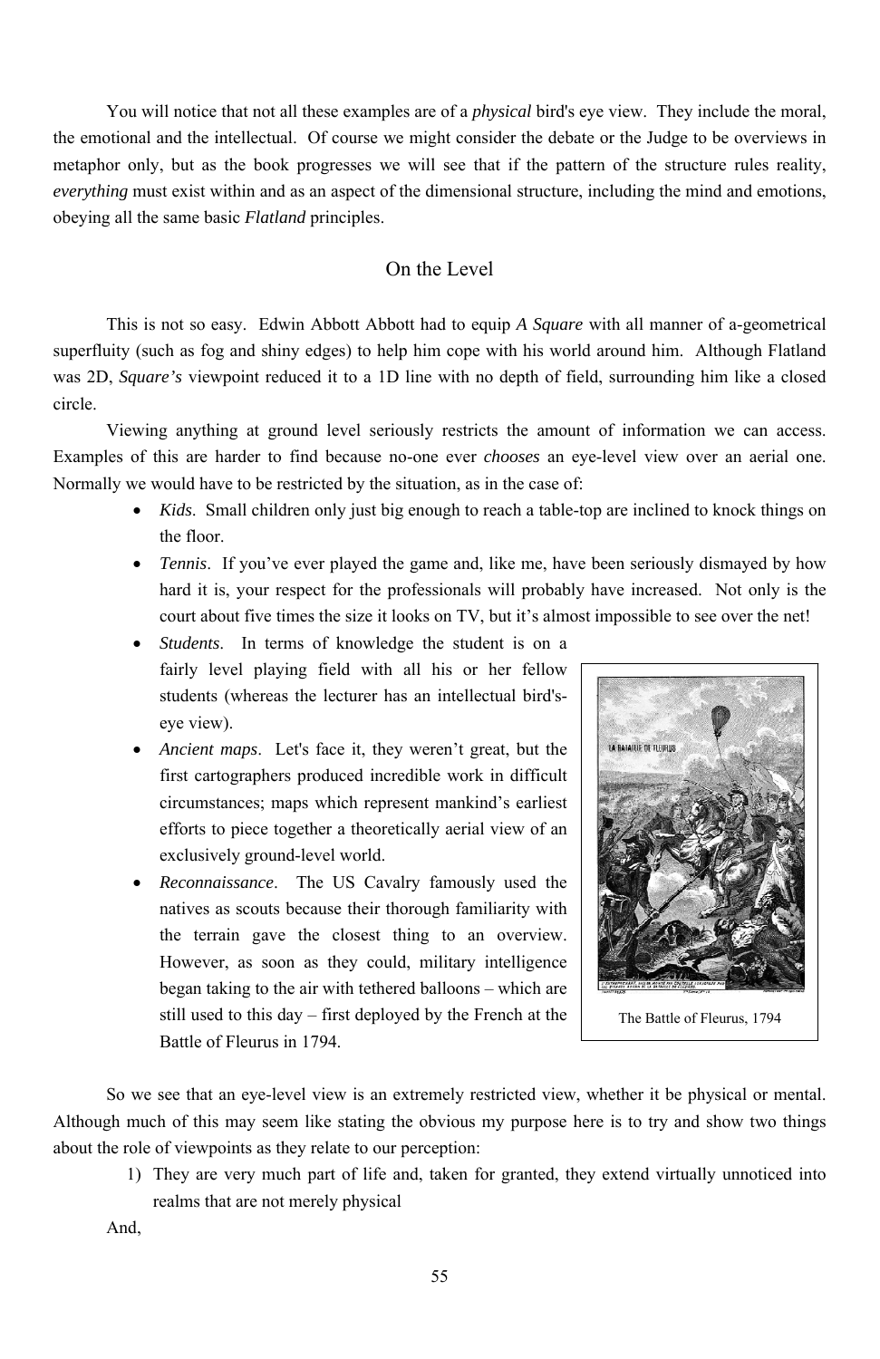You will notice that not all these examples are of a *physical* bird's eye view. They include the moral, the emotional and the intellectual. Of course we might consider the debate or the Judge to be overviews in metaphor only, but as the book progresses we will see that if the pattern of the structure rules reality, *everything* must exist within and as an aspect of the dimensional structure, including the mind and emotions, obeying all the same basic *Flatland* principles.

## On the Level

This is not so easy. Edwin Abbott Abbott had to equip *A Square* with all manner of a-geometrical superfluity (such as fog and shiny edges) to help him cope with his world around him. Although Flatland was 2D, *Square's* viewpoint reduced it to a 1D line with no depth of field, surrounding him like a closed circle.

Viewing anything at ground level seriously restricts the amount of information we can access. Examples of this are harder to find because no-one ever *chooses* an eye-level view over an aerial one. Normally we would have to be restricted by the situation, as in the case of:

- *Kids*. Small children only just big enough to reach a table-top are inclined to knock things on the floor.
- *Tennis*. If you've ever played the game and, like me, have been seriously dismayed by how hard it is, your respect for the professionals will probably have increased. Not only is the court about five times the size it looks on TV, but it's almost impossible to see over the net!
- *Students*. In terms of knowledge the student is on a fairly level playing field with all his or her fellow students (whereas the lecturer has an intellectual bird's-eye view).
- *Ancient maps*. Let's face it, they weren't great, but the first cartographers produced incredible work in difficult circumstances; maps which represent mankind's earliest efforts to piece together a theoretically aerial view of an exclusively ground-level world.
- *Reconnaissance*. The US Cavalry famously used the natives as scouts because their thorough familiarity with the terrain gave the closest thing to an overview. However, as soon as they could, military intelligence began taking to the air with tethered balloons – which are still used to this day – first deployed by the French at the Battle of Fleurus in 1794.

The Battle of Fleurus, 1794

So we see that an eye-level view is an extremely restricted view, whether it be physical or mental. Although much of this may seem like stating the obvious my purpose here is to try and show two things about the role of viewpoints as they relate to our perception:

1) They are very much part of life and, taken for granted, they extend virtually unnoticed into realms that are not merely physical

And,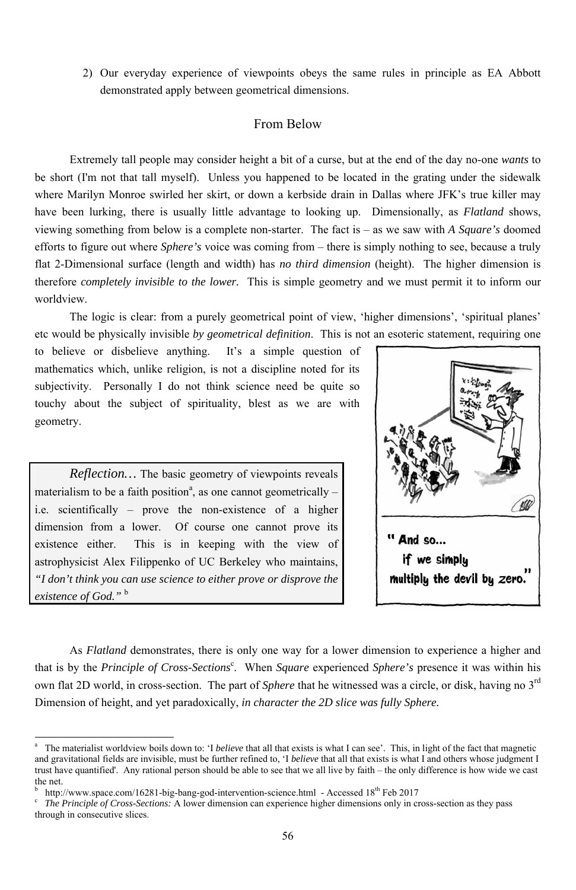2) Our everyday experience of viewpoints obeys the same rules in principle as EA Abbott demonstrated apply between geometrical dimensions.

## From Below

Extremely tall people may consider height a bit of a curse, but at the end of the day no-one *wants* to be short (I'm not that tall myself). Unless you happened to be located in the grating under the sidewalk where Marilyn Monroe swirled her skirt, or down a kerbside drain in Dallas where JFK's true killer may have been lurking, there is usually little advantage to looking up. Dimensionally, as *Flatland* shows, viewing something from below is a complete non-starter. The fact is – as we saw with *A Square's* doomed efforts to figure out where *Sphere's* voice was coming from – there is simply nothing to see, because a truly flat 2-Dimensional surface (length and width) has *no third dimension* (height). The higher dimension is therefore *completely invisible to the lower*. This is simple geometry and we must permit it to inform our worldview.

The logic is clear: from a purely geometrical point of view, 'higher dimensions', 'spiritual planes' etc would be physically invisible *by geometrical definition*. This is not an esoteric statement, requiring one to believe or disbelieve anything. It's a simple question of mathematics which, unlike religion, is not a discipline noted for its subjectivity. Personally I do not think science need be quite so touchy about the subject of spirituality, blest as we are with geometry.

> *Reflection…* The basic geometry of viewpoints reveals materialism to be a faith position[a], as one cannot geometrically – i.e. scientifically – prove the non-existence of a higher dimension from a lower. Of course one cannot prove its existence either. This is in keeping with the view of astrophysicist Alex Filippenko of UC Berkeley who maintains, *"I don't think you can use science to either prove or disprove the existence of God."* [b]

" And so... if we simply multiply the devil by zero."

As *Flatland* demonstrates, there is only one way for a lower dimension to experience a higher and that is by the *Principle of Cross-Sections*[c]. When *Square* experienced *Sphere's* presence it was within his own flat 2D world, in cross-section. The part of *Sphere* that he witnessed was a circle, or disk, having no 3rd Dimension of height, and yet paradoxically, *in character the 2D slice was fully Sphere.*

---

[a] The materialist worldview boils down to: 'I *believe* that all that exists is what I can see'. This, in light of the fact that magnetic and gravitational fields are invisible, must be further refined to, 'I *believe* that all that exists is what I and others whose judgment I trust have quantified'. Any rational person should be able to see that we all live by faith – the only difference is how wide we cast the net.

[b] http://www.space.com/16281-big-bang-god-intervention-science.html - Accessed 18th Feb 2017

[c] *The Principle of Cross-Sections:* A lower dimension can experience higher dimensions only in cross-section as they pass through in consecutive slices.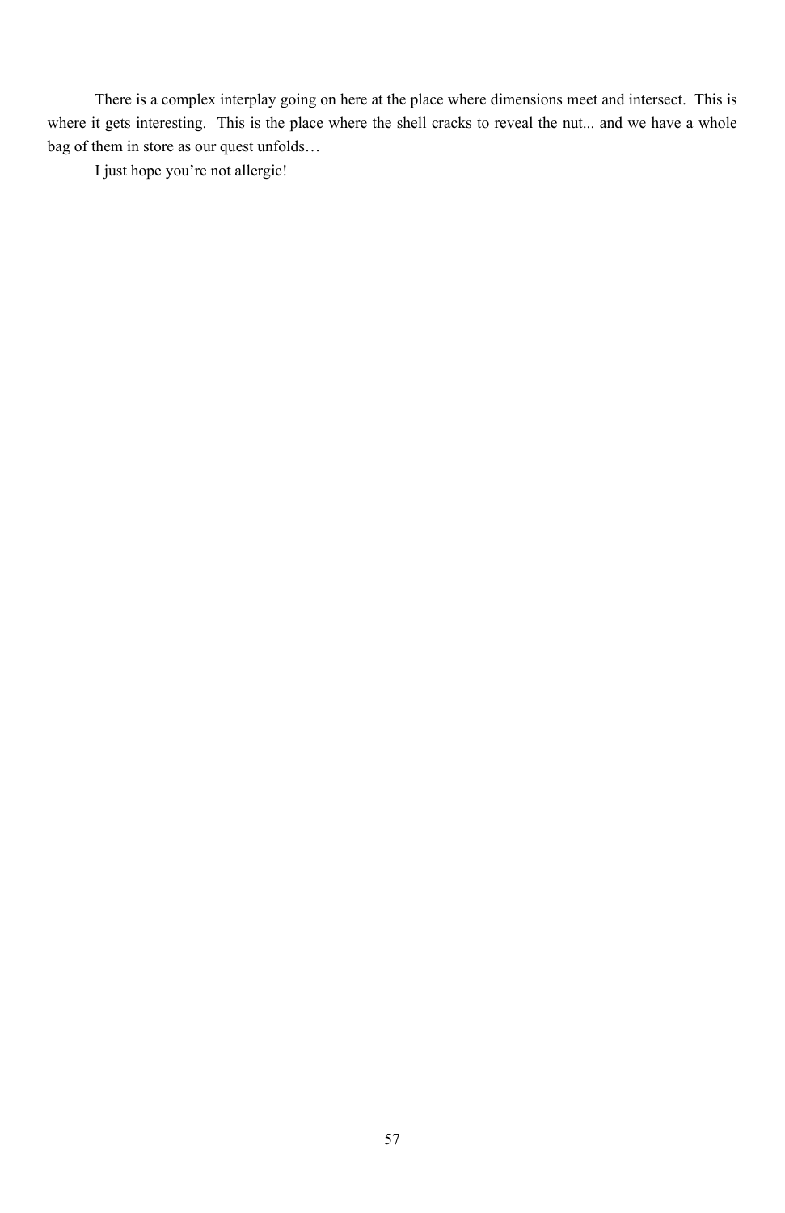There is a complex interplay going on here at the place where dimensions meet and intersect. This is where it gets interesting. This is the place where the shell cracks to reveal the nut... and we have a whole bag of them in store as our quest unfolds…

I just hope you're not allergic!